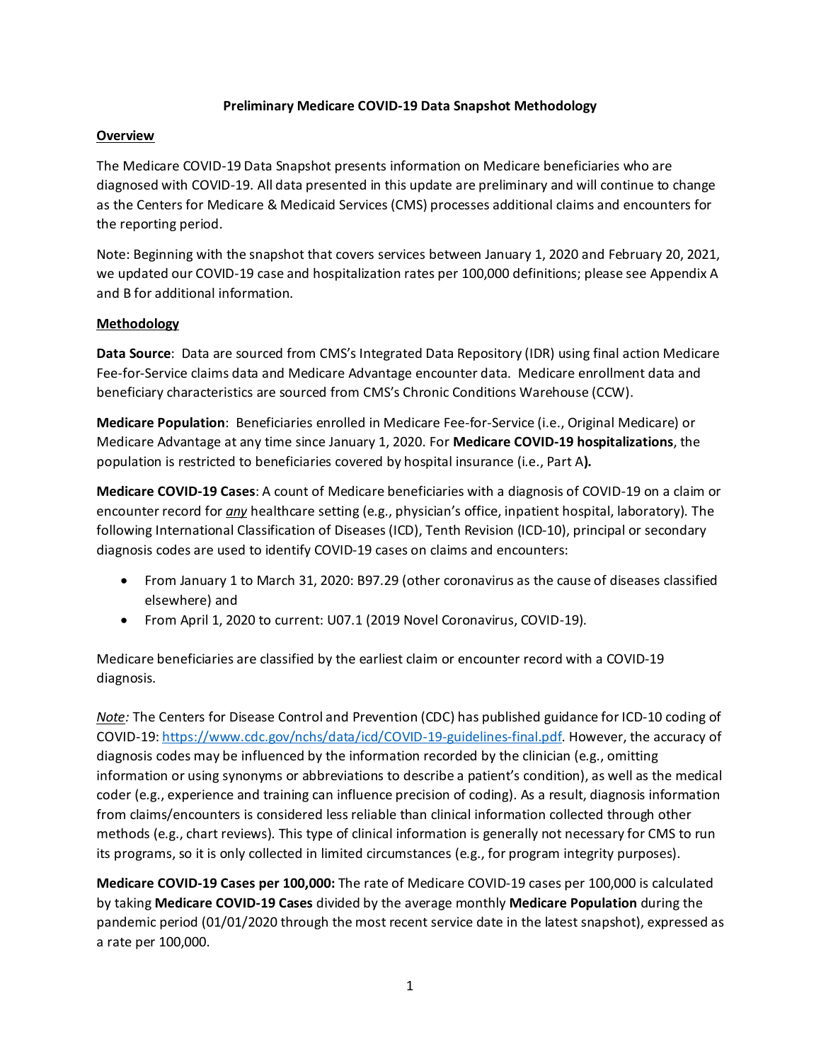# Preliminary Medicare COVID-19 Data Snapshot Methodology

## Overview

The Medicare COVID-19 Data Snapshot presents information on Medicare beneficiaries who are diagnosed with COVID-19. All data presented in this update are preliminary and will continue to change as the Centers for Medicare & Medicaid Services (CMS) processes additional claims and encounters for the reporting period.

Note: Beginning with the snapshot that covers services between January 1, 2020 and February 20, 2021, we updated our COVID-19 case and hospitalization rates per 100,000 definitions; please see Appendix A and B for additional information.

## Methodology

**Data Source**: Data are sourced from CMS's Integrated Data Repository (IDR) using final action Medicare Fee-for-Service claims data and Medicare Advantage encounter data. Medicare enrollment data and beneficiary characteristics are sourced from CMS's Chronic Conditions Warehouse (CCW).

**Medicare Population**: Beneficiaries enrolled in Medicare Fee-for-Service (i.e., Original Medicare) or Medicare Advantage at any time since January 1, 2020. For **Medicare COVID-19 hospitalizations**, the population is restricted to beneficiaries covered by hospital insurance (i.e., Part A**).**

**Medicare COVID-19 Cases**: A count of Medicare beneficiaries with a diagnosis of COVID-19 on a claim or encounter record for ***any*** healthcare setting (e.g., physician's office, inpatient hospital, laboratory). The following International Classification of Diseases (ICD), Tenth Revision (ICD-10), principal or secondary diagnosis codes are used to identify COVID-19 cases on claims and encounters:

- From January 1 to March 31, 2020: B97.29 (other coronavirus as the cause of diseases classified elsewhere) and
- From April 1, 2020 to current: U07.1 (2019 Novel Coronavirus, COVID-19).

Medicare beneficiaries are classified by the earliest claim or encounter record with a COVID-19 diagnosis.

*Note:* The Centers for Disease Control and Prevention (CDC) has published guidance for ICD-10 coding of COVID-19: https://www.cdc.gov/nchs/data/icd/COVID-19-guidelines-final.pdf. However, the accuracy of diagnosis codes may be influenced by the information recorded by the clinician (e.g., omitting information or using synonyms or abbreviations to describe a patient's condition), as well as the medical coder (e.g., experience and training can influence precision of coding). As a result, diagnosis information from claims/encounters is considered less reliable than clinical information collected through other methods (e.g., chart reviews). This type of clinical information is generally not necessary for CMS to run its programs, so it is only collected in limited circumstances (e.g., for program integrity purposes).

**Medicare COVID-19 Cases per 100,000:** The rate of Medicare COVID-19 cases per 100,000 is calculated by taking **Medicare COVID-19 Cases** divided by the average monthly **Medicare Population** during the pandemic period (01/01/2020 through the most recent service date in the latest snapshot), expressed as a rate per 100,000.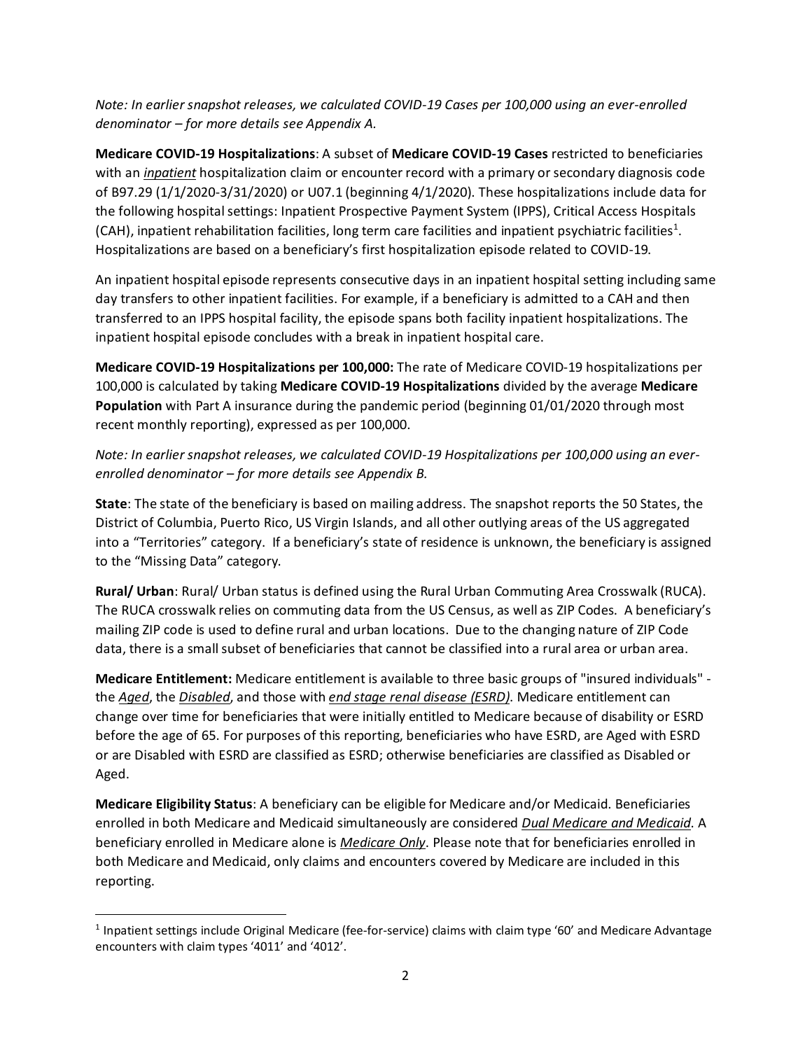*Note: In earlier snapshot releases, we calculated COVID-19 Cases per 100,000 using an ever-enrolled denominator – for more details see Appendix A.*

**Medicare COVID-19 Hospitalizations**: A subset of **Medicare COVID-19 Cases** restricted to beneficiaries with an ***inpatient*** hospitalization claim or encounter record with a primary or secondary diagnosis code of B97.29 (1/1/2020-3/31/2020) or U07.1 (beginning 4/1/2020). These hospitalizations include data for the following hospital settings: Inpatient Prospective Payment System (IPPS), Critical Access Hospitals (CAH), inpatient rehabilitation facilities, long term care facilities and inpatient psychiatric facilities[1]. Hospitalizations are based on a beneficiary's first hospitalization episode related to COVID-19.

An inpatient hospital episode represents consecutive days in an inpatient hospital setting including same day transfers to other inpatient facilities. For example, if a beneficiary is admitted to a CAH and then transferred to an IPPS hospital facility, the episode spans both facility inpatient hospitalizations. The inpatient hospital episode concludes with a break in inpatient hospital care.

**Medicare COVID-19 Hospitalizations per 100,000:** The rate of Medicare COVID-19 hospitalizations per 100,000 is calculated by taking **Medicare COVID-19 Hospitalizations** divided by the average **Medicare Population** with Part A insurance during the pandemic period (beginning 01/01/2020 through most recent monthly reporting), expressed as per 100,000.

*Note: In earlier snapshot releases, we calculated COVID-19 Hospitalizations per 100,000 using an ever-enrolled denominator – for more details see Appendix B.*

**State**: The state of the beneficiary is based on mailing address. The snapshot reports the 50 States, the District of Columbia, Puerto Rico, US Virgin Islands, and all other outlying areas of the US aggregated into a "Territories" category. If a beneficiary's state of residence is unknown, the beneficiary is assigned to the "Missing Data" category.

**Rural/ Urban**: Rural/ Urban status is defined using the Rural Urban Commuting Area Crosswalk (RUCA). The RUCA crosswalk relies on commuting data from the US Census, as well as ZIP Codes. A beneficiary's mailing ZIP code is used to define rural and urban locations. Due to the changing nature of ZIP Code data, there is a small subset of beneficiaries that cannot be classified into a rural area or urban area.

**Medicare Entitlement:** Medicare entitlement is available to three basic groups of "insured individuals" - the ***Aged***, the ***Disabled***, and those with ***end stage renal disease (ESRD)***. Medicare entitlement can change over time for beneficiaries that were initially entitled to Medicare because of disability or ESRD before the age of 65. For purposes of this reporting, beneficiaries who have ESRD, are Aged with ESRD or are Disabled with ESRD are classified as ESRD; otherwise beneficiaries are classified as Disabled or Aged.

**Medicare Eligibility Status**: A beneficiary can be eligible for Medicare and/or Medicaid. Beneficiaries enrolled in both Medicare and Medicaid simultaneously are considered ***Dual Medicare and Medicaid***. A beneficiary enrolled in Medicare alone is ***Medicare Only***. Please note that for beneficiaries enrolled in both Medicare and Medicaid, only claims and encounters covered by Medicare are included in this reporting.

---

[1] Inpatient settings include Original Medicare (fee-for-service) claims with claim type '60' and Medicare Advantage encounters with claim types '4011' and '4012'.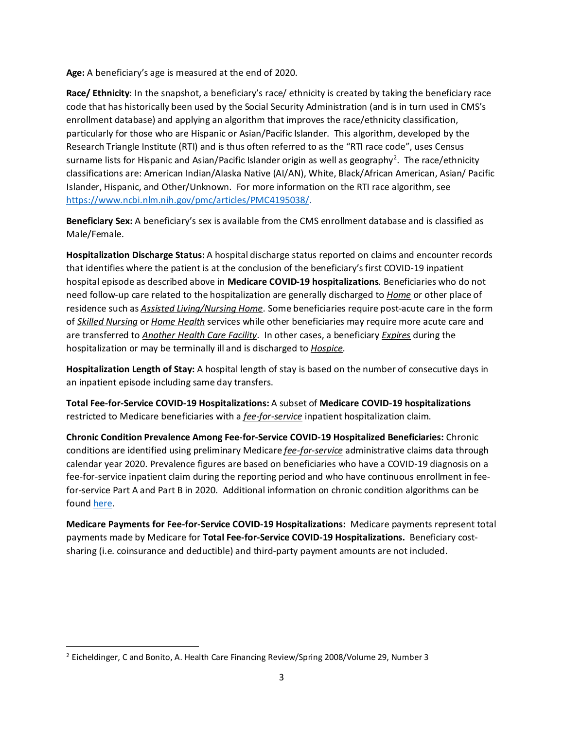**Age:** A beneficiary's age is measured at the end of 2020.

**Race/ Ethnicity**: In the snapshot, a beneficiary's race/ ethnicity is created by taking the beneficiary race code that has historically been used by the Social Security Administration (and is in turn used in CMS's enrollment database) and applying an algorithm that improves the race/ethnicity classification, particularly for those who are Hispanic or Asian/Pacific Islander. This algorithm, developed by the Research Triangle Institute (RTI) and is thus often referred to as the "RTI race code", uses Census surname lists for Hispanic and Asian/Pacific Islander origin as well as geography[2]. The race/ethnicity classifications are: American Indian/Alaska Native (AI/AN), White, Black/African American, Asian/ Pacific Islander, Hispanic, and Other/Unknown. For more information on the RTI race algorithm, see https://www.ncbi.nlm.nih.gov/pmc/articles/PMC4195038/.

**Beneficiary Sex:** A beneficiary's sex is available from the CMS enrollment database and is classified as Male/Female.

**Hospitalization Discharge Status:** A hospital discharge status reported on claims and encounter records that identifies where the patient is at the conclusion of the beneficiary's first COVID-19 inpatient hospital episode as described above in **Medicare COVID-19 hospitalizations**. Beneficiaries who do not need follow-up care related to the hospitalization are generally discharged to ***Home*** or other place of residence such as ***Assisted Living/Nursing Home***. Some beneficiaries require post-acute care in the form of ***Skilled Nursing*** or ***Home Health*** services while other beneficiaries may require more acute care and are transferred to ***Another Health Care Facility***. In other cases, a beneficiary ***Expires*** during the hospitalization or may be terminally ill and is discharged to ***Hospice***.

**Hospitalization Length of Stay:** A hospital length of stay is based on the number of consecutive days in an inpatient episode including same day transfers.

**Total Fee-for-Service COVID-19 Hospitalizations:** A subset of **Medicare COVID-19 hospitalizations** restricted to Medicare beneficiaries with a ***fee-for-service*** inpatient hospitalization claim.

**Chronic Condition Prevalence Among Fee-for-Service COVID-19 Hospitalized Beneficiaries:** Chronic conditions are identified using preliminary Medicare ***fee-for-service*** administrative claims data through calendar year 2020. Prevalence figures are based on beneficiaries who have a COVID-19 diagnosis on a fee-for-service inpatient claim during the reporting period and who have continuous enrollment in fee-for-service Part A and Part B in 2020. Additional information on chronic condition algorithms can be found here.

**Medicare Payments for Fee-for-Service COVID-19 Hospitalizations:** Medicare payments represent total payments made by Medicare for **Total Fee-for-Service COVID-19 Hospitalizations.** Beneficiary cost-sharing (i.e. coinsurance and deductible) and third-party payment amounts are not included.

---

[2] Eicheldinger, C and Bonito, A. Health Care Financing Review/Spring 2008/Volume 29, Number 3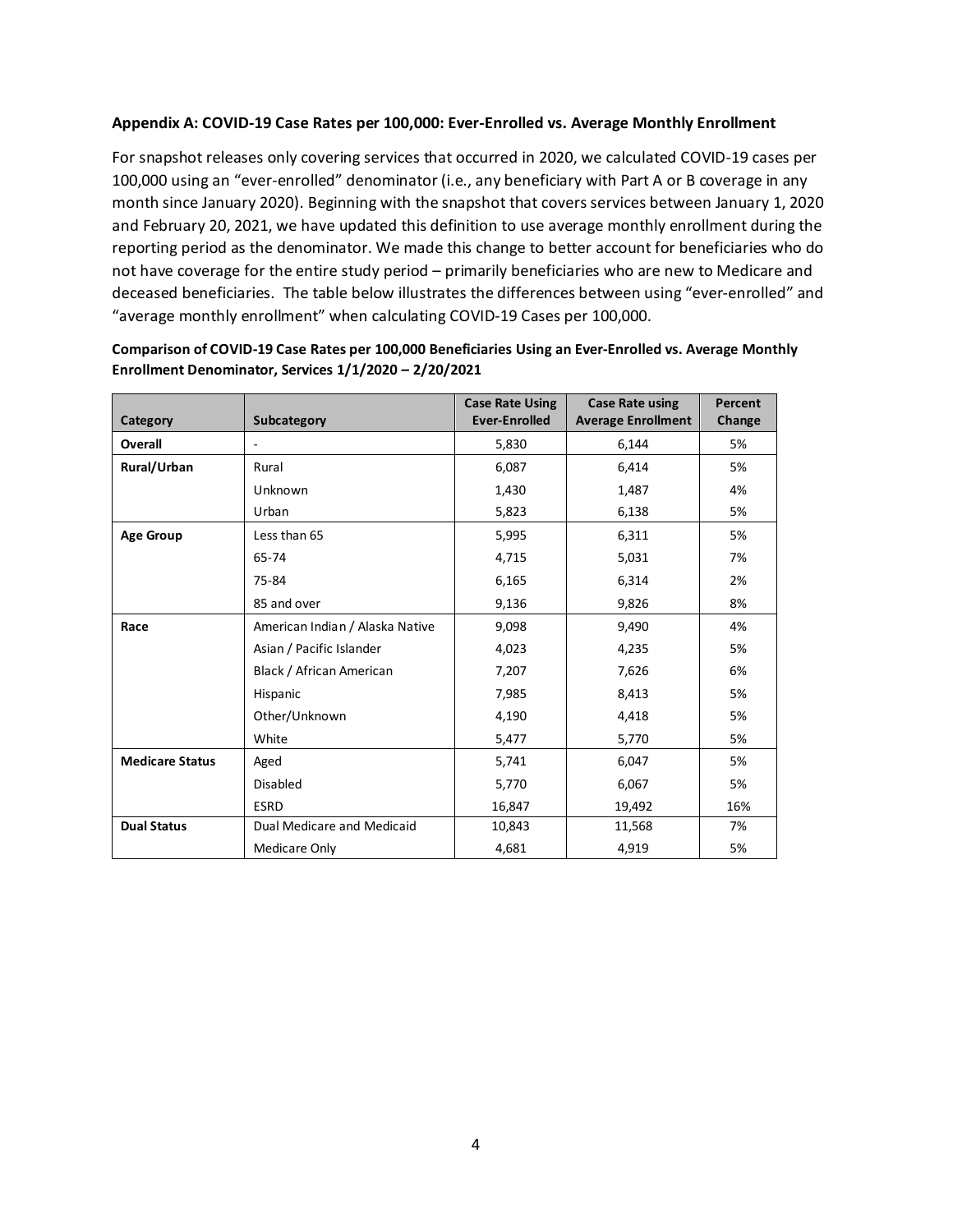### Appendix A: COVID-19 Case Rates per 100,000: Ever-Enrolled vs. Average Monthly Enrollment

For snapshot releases only covering services that occurred in 2020, we calculated COVID-19 cases per 100,000 using an "ever-enrolled" denominator (i.e., any beneficiary with Part A or B coverage in any month since January 2020). Beginning with the snapshot that covers services between January 1, 2020 and February 20, 2021, we have updated this definition to use average monthly enrollment during the reporting period as the denominator. We made this change to better account for beneficiaries who do not have coverage for the entire study period – primarily beneficiaries who are new to Medicare and deceased beneficiaries. The table below illustrates the differences between using "ever-enrolled" and "average monthly enrollment" when calculating COVID-19 Cases per 100,000.

**Comparison of COVID-19 Case Rates per 100,000 Beneficiaries Using an Ever-Enrolled vs. Average Monthly Enrollment Denominator, Services 1/1/2020 – 2/20/2021**

| Category | Subcategory | Case Rate Using Ever-Enrolled | Case Rate using Average Enrollment | Percent Change |
|---|---|---|---|---|
| **Overall** | - | 5,830 | 6,144 | 5% |
| **Rural/Urban** | Rural | 6,087 | 6,414 | 5% |
| | Unknown | 1,430 | 1,487 | 4% |
| | Urban | 5,823 | 6,138 | 5% |
| **Age Group** | Less than 65 | 5,995 | 6,311 | 5% |
| | 65-74 | 4,715 | 5,031 | 7% |
| | 75-84 | 6,165 | 6,314 | 2% |
| | 85 and over | 9,136 | 9,826 | 8% |
| **Race** | American Indian / Alaska Native | 9,098 | 9,490 | 4% |
| | Asian / Pacific Islander | 4,023 | 4,235 | 5% |
| | Black / African American | 7,207 | 7,626 | 6% |
| | Hispanic | 7,985 | 8,413 | 5% |
| | Other/Unknown | 4,190 | 4,418 | 5% |
| | White | 5,477 | 5,770 | 5% |
| **Medicare Status** | Aged | 5,741 | 6,047 | 5% |
| | Disabled | 5,770 | 6,067 | 5% |
| | ESRD | 16,847 | 19,492 | 16% |
| **Dual Status** | Dual Medicare and Medicaid | 10,843 | 11,568 | 7% |
| | Medicare Only | 4,681 | 4,919 | 5% |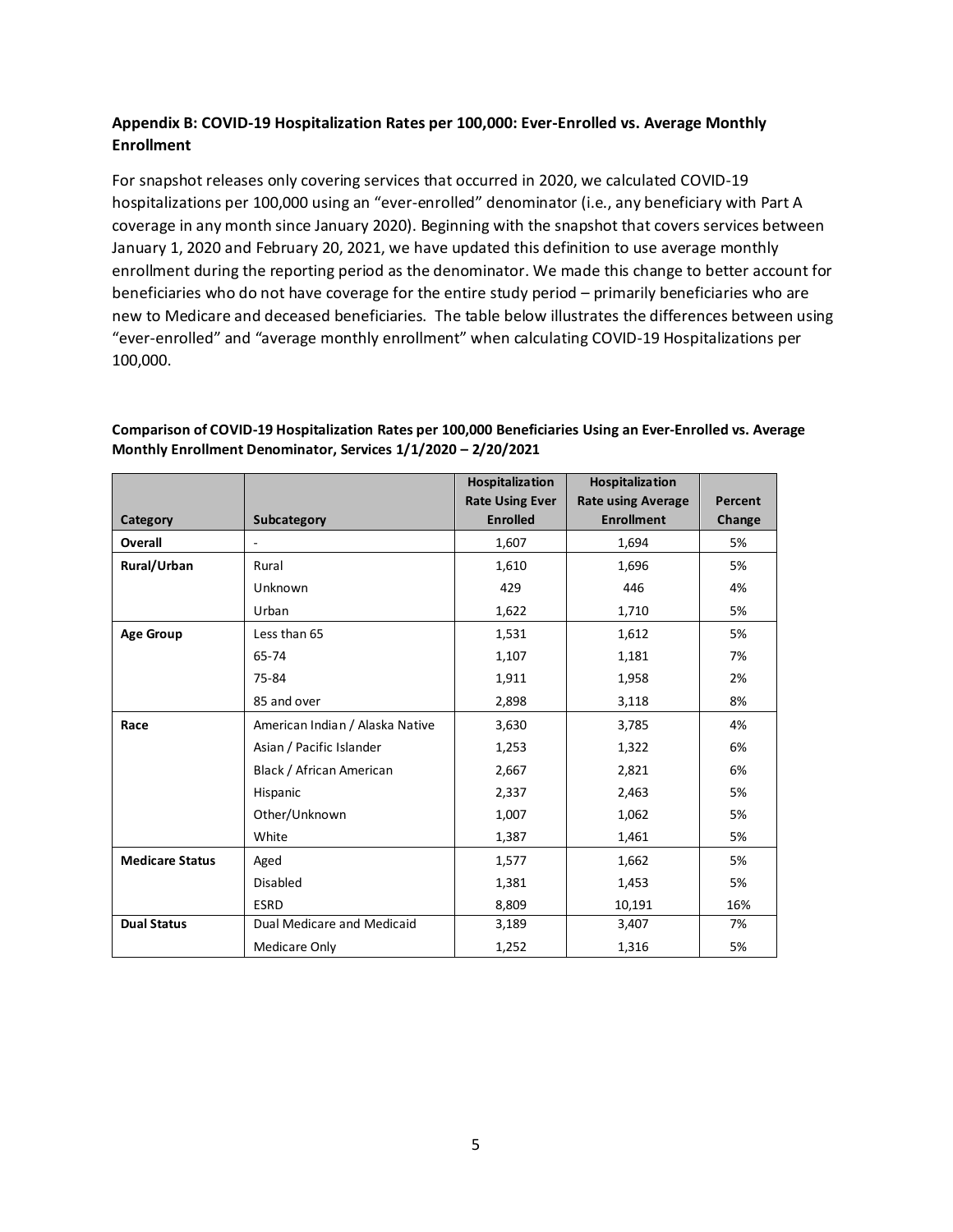## Appendix B: COVID-19 Hospitalization Rates per 100,000: Ever-Enrolled vs. Average Monthly Enrollment

For snapshot releases only covering services that occurred in 2020, we calculated COVID-19 hospitalizations per 100,000 using an "ever-enrolled" denominator (i.e., any beneficiary with Part A coverage in any month since January 2020). Beginning with the snapshot that covers services between January 1, 2020 and February 20, 2021, we have updated this definition to use average monthly enrollment during the reporting period as the denominator. We made this change to better account for beneficiaries who do not have coverage for the entire study period – primarily beneficiaries who are new to Medicare and deceased beneficiaries. The table below illustrates the differences between using "ever-enrolled" and "average monthly enrollment" when calculating COVID-19 Hospitalizations per 100,000.

**Comparison of COVID-19 Hospitalization Rates per 100,000 Beneficiaries Using an Ever-Enrolled vs. Average Monthly Enrollment Denominator, Services 1/1/2020 – 2/20/2021**

| Category | Subcategory | Hospitalization Rate Using Ever Enrolled | Hospitalization Rate using Average Enrollment | Percent Change |
|---|---|---|---|---|
| **Overall** | - | 1,607 | 1,694 | 5% |
| **Rural/Urban** | Rural | 1,610 | 1,696 | 5% |
| | Unknown | 429 | 446 | 4% |
| | Urban | 1,622 | 1,710 | 5% |
| **Age Group** | Less than 65 | 1,531 | 1,612 | 5% |
| | 65-74 | 1,107 | 1,181 | 7% |
| | 75-84 | 1,911 | 1,958 | 2% |
| | 85 and over | 2,898 | 3,118 | 8% |
| **Race** | American Indian / Alaska Native | 3,630 | 3,785 | 4% |
| | Asian / Pacific Islander | 1,253 | 1,322 | 6% |
| | Black / African American | 2,667 | 2,821 | 6% |
| | Hispanic | 2,337 | 2,463 | 5% |
| | Other/Unknown | 1,007 | 1,062 | 5% |
| | White | 1,387 | 1,461 | 5% |
| **Medicare Status** | Aged | 1,577 | 1,662 | 5% |
| | Disabled | 1,381 | 1,453 | 5% |
| | ESRD | 8,809 | 10,191 | 16% |
| **Dual Status** | Dual Medicare and Medicaid | 3,189 | 3,407 | 7% |
| | Medicare Only | 1,252 | 1,316 | 5% |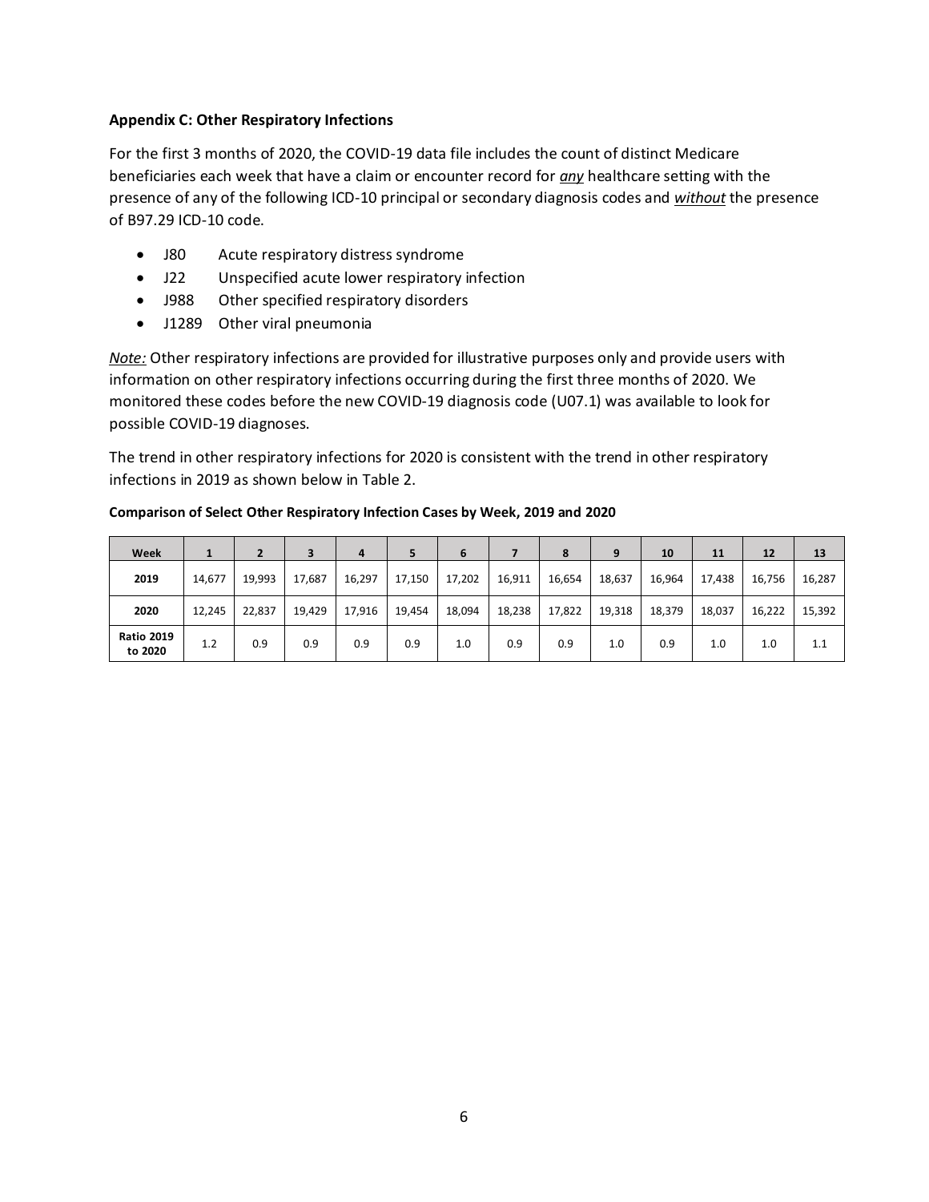**Appendix C: Other Respiratory Infections**

For the first 3 months of 2020, the COVID-19 data file includes the count of distinct Medicare beneficiaries each week that have a claim or encounter record for *__any__* healthcare setting with the presence of any of the following ICD-10 principal or secondary diagnosis codes and *__without__* the presence of B97.29 ICD-10 code.

- J80 Acute respiratory distress syndrome
- J22 Unspecified acute lower respiratory infection
- J988 Other specified respiratory disorders
- J1289 Other viral pneumonia

*__Note:__* Other respiratory infections are provided for illustrative purposes only and provide users with information on other respiratory infections occurring during the first three months of 2020. We monitored these codes before the new COVID-19 diagnosis code (U07.1) was available to look for possible COVID-19 diagnoses.

The trend in other respiratory infections for 2020 is consistent with the trend in other respiratory infections in 2019 as shown below in Table 2.

**Comparison of Select Other Respiratory Infection Cases by Week, 2019 and 2020**

| Week | 1 | 2 | 3 | 4 | 5 | 6 | 7 | 8 | 9 | 10 | 11 | 12 | 13 |
|---|---|---|---|---|---|---|---|---|---|---|---|---|---|
| **2019** | 14,677 | 19,993 | 17,687 | 16,297 | 17,150 | 17,202 | 16,911 | 16,654 | 18,637 | 16,964 | 17,438 | 16,756 | 16,287 |
| **2020** | 12,245 | 22,837 | 19,429 | 17,916 | 19,454 | 18,094 | 18,238 | 17,822 | 19,318 | 18,379 | 18,037 | 16,222 | 15,392 |
| **Ratio 2019 to 2020** | 1.2 | 0.9 | 0.9 | 0.9 | 0.9 | 1.0 | 0.9 | 0.9 | 1.0 | 0.9 | 1.0 | 1.0 | 1.1 |